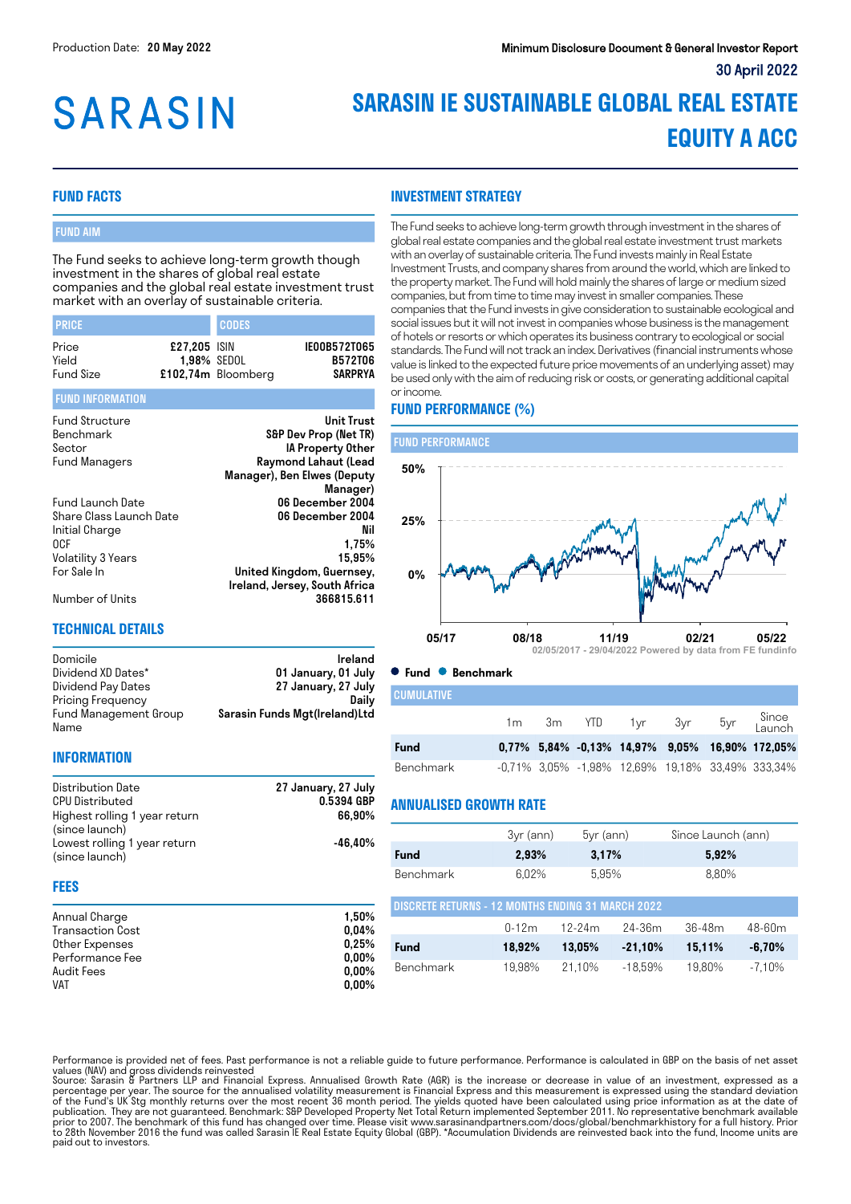Production Date: **20 May 2022**

**Minimum Disclosure Document & General Investor Report**

**30 April 2022**

SARASIN

# SARASIN IE SUSTAINABLE GLOBAL REAL ESTATE EQUITY A ACC

## FUND FACTS

### FUND AIM

The Fund seeks to achieve long-term growth though investment in the shares of global real estate companies and the global real estate investment trust market with an overlay of sustainable criteria.

| PRICE | | CODES | |
|---|---|---|---|
| Price | £27,205 | ISIN | IE00B572T065 |
| Yield | 1,98% | SEDOL | B572T06 |
| Fund Size | £102,74m | Bloomberg | SARPRYA |

### FUND INFORMATION

| | |
|---|---|
| Fund Structure | Unit Trust |
| Benchmark | S&P Dev Prop (Net TR) |
| Sector | IA Property Other |
| Fund Managers | Raymond Lahaut (Lead Manager), Ben Elwes (Deputy Manager) |
| Fund Launch Date | 06 December 2004 |
| Share Class Launch Date | 06 December 2004 |
| Initial Charge | Nil |
| OCF | 1,75% |
| Volatility 3 Years | 15,95% |
| For Sale In | United Kingdom, Guernsey, Ireland, Jersey, South Africa |
| Number of Units | 366815.611 |

## TECHNICAL DETAILS

| | |
|---|---|
| Domicile | Ireland |
| Dividend XD Dates* | 01 January, 01 July |
| Dividend Pay Dates | 27 January, 27 July |
| Pricing Frequency | Daily |
| Fund Management Group Name | Sarasin Funds Mgt(Ireland)Ltd |

## INFORMATION

| | |
|---|---|
| Distribution Date | 27 January, 27 July |
| CPU Distributed | 0.5394 GBP |
| Highest rolling 1 year return (since launch) | 66,90% |
| Lowest rolling 1 year return (since launch) | -46,40% |

## FEES

| | |
|---|---|
| Annual Charge | 1,50% |
| Transaction Cost | 0,04% |
| Other Expenses | 0,25% |
| Performance Fee | 0,00% |
| Audit Fees | 0,00% |
| VAT | 0,00% |

## INVESTMENT STRATEGY

The Fund seeks to achieve long-term growth through investment in the shares of global real estate companies and the global real estate investment trust markets with an overlay of sustainable criteria. The Fund invests mainly in Real Estate Investment Trusts, and company shares from around the world, which are linked to the property market. The Fund will hold mainly the shares of large or medium sized companies, but from time to time may invest in smaller companies. These companies that the Fund invests in give consideration to sustainable ecological and social issues but it will not invest in companies whose business is the management of hotels or resorts or which operates its business contrary to ecological or social standards. The Fund will not track an index. Derivatives (financial instruments whose value is linked to the expected future price movements of an underlying asset) may be used only with the aim of reducing risk or costs, or generating additional capital or income.

## FUND PERFORMANCE (%)

### FUND PERFORMANCE

50%
25%
0%
05/17
08/18
11/19
02/21
05/22
02/05/2017 - 29/04/2022 Powered by data from FE fundinfo

● Fund ● Benchmark

### CUMULATIVE

| | 1m | 3m | YTD | 1yr | 3yr | 5yr | Since Launch |
|---|---|---|---|---|---|---|---|
| **Fund** | **0,77%** | **5,84%** | **-0,13%** | **14,97%** | **9,05%** | **16,90%** | **172,05%** |
| Benchmark | -0,71% | 3,05% | -1,98% | 12,69% | 19,18% | 33,49% | 333,34% |

## ANNUALISED GROWTH RATE

| | 3yr (ann) | 5yr (ann) | Since Launch (ann) |
|---|---|---|---|
| **Fund** | **2,93%** | **3,17%** | **5,92%** |
| Benchmark | 6,02% | 5,95% | 8,80% |

### DISCRETE RETURNS - 12 MONTHS ENDING 31 MARCH 2022

| | 0-12m | 12-24m | 24-36m | 36-48m | 48-60m |
|---|---|---|---|---|---|
| **Fund** | **18,92%** | **13,05%** | **-21,10%** | **15,11%** | **-6,70%** |
| Benchmark | 19,98% | 21,10% | -18,59% | 19,80% | -7,10% |

Performance is provided net of fees. Past performance is not a reliable guide to future performance. Performance is calculated in GBP on the basis of net asset values (NAV) and gross dividends reinvested
Source: Sarasin & Partners LLP and Financial Express. Annualised Growth Rate (AGR) is the increase or decrease in value of an investment, expressed as a percentage per year. The source for the annualised volatility measurement is Financial Express and this measurement is expressed using the standard deviation of the Fund's UK Stg monthly returns over the most recent 36 month period. The yields quoted have been calculated using price information as at the date of publication. They are not guaranteed. Benchmark: S&P Developed Property Net Total Return implemented September 2011. No representative benchmark available prior to 2007. The benchmark of this fund has changed over time. Please visit www.sarasinandpartners.com/docs/global/benchmarkhistory for a full history. Prior to 28th November 2016 the fund was called Sarasin IE Real Estate Equity Global (GBP). *Accumulation Dividends are reinvested back into the fund, Income units are paid out to investors.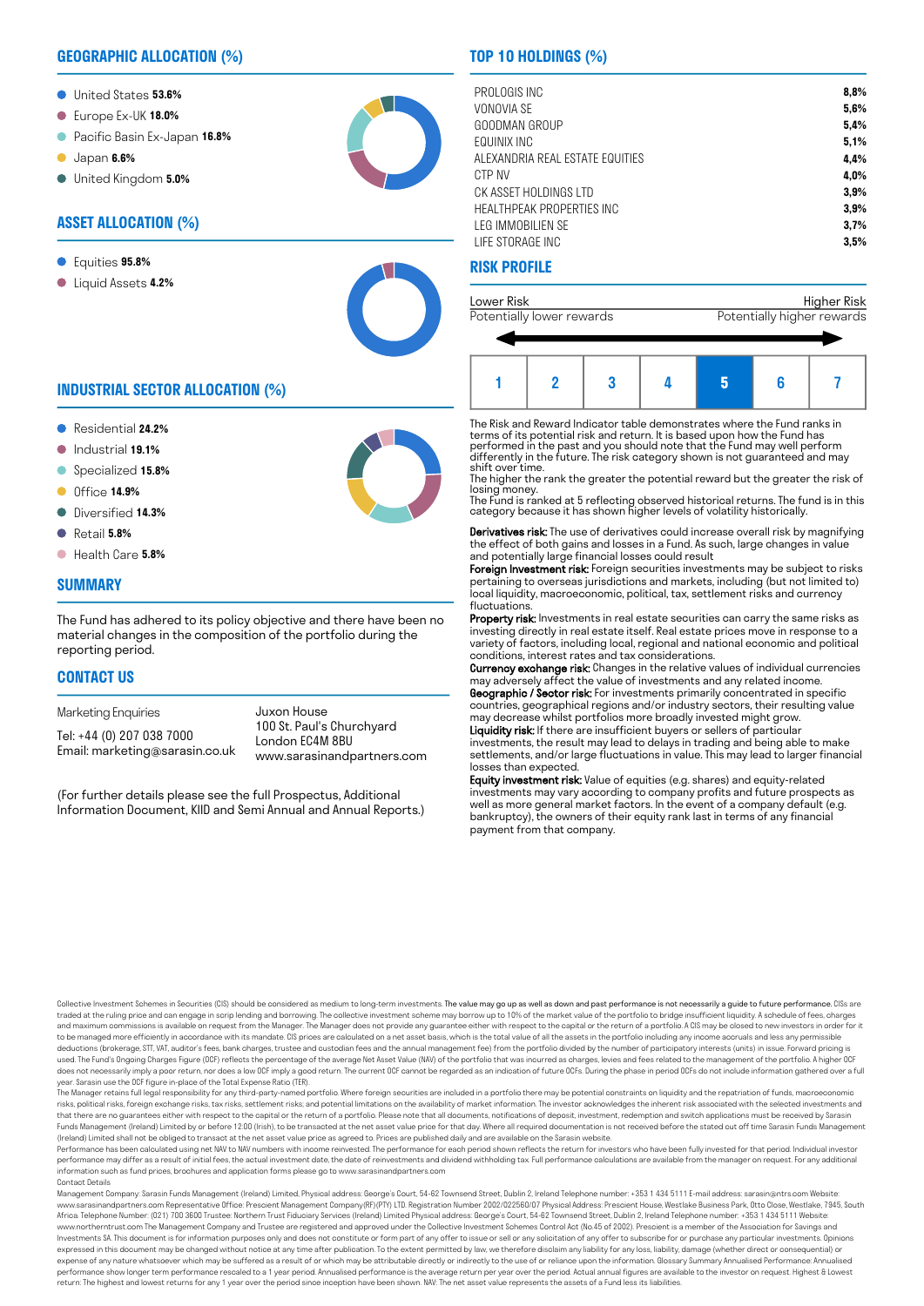## GEOGRAPHIC ALLOCATION (%)

- United States **53.6%**
- Europe Ex-UK **18.0%**
- Pacific Basin Ex-Japan **16.8%**
- Japan **6.6%**
- United Kingdom **5.0%**

## ASSET ALLOCATION (%)

- Equities **95.8%**
- Liquid Assets **4.2%**

## INDUSTRIAL SECTOR ALLOCATION (%)

- Residential **24.2%**
- Industrial **19.1%**
- Specialized **15.8%**
- Office **14.9%**
- Diversified **14.3%**
- Retail **5.8%**
- Health Care **5.8%**

## SUMMARY

The Fund has adhered to its policy objective and there have been no material changes in the composition of the portfolio during the reporting period.

## CONTACT US

Marketing Enquiries

Tel: +44 (0) 207 038 7000
Email: marketing@sarasin.co.uk

Juxon House
100 St. Paul's Churchyard
London EC4M 8BU
www.sarasinandpartners.com

(For further details please see the full Prospectus, Additional Information Document, KIID and Semi Annual and Annual Reports.)

## TOP 10 HOLDINGS (%)

| | |
|---|---|
| PROLOGIS INC | **8,8%** |
| VONOVIA SE | **5,6%** |
| GOODMAN GROUP | **5,4%** |
| EQUINIX INC | **5,1%** |
| ALEXANDRIA REAL ESTATE EQUITIES | **4,4%** |
| CTP NV | **4,0%** |
| CK ASSET HOLDINGS LTD | **3,9%** |
| HEALTHPEAK PROPERTIES INC | **3,9%** |
| LEG IMMOBILIEN SE | **3,7%** |
| LIFE STORAGE INC | **3,5%** |

## RISK PROFILE

Lower Risk
Potentially lower rewards

Higher Risk
Potentially higher rewards

| 1 | 2 | 3 | 4 | 5 | 6 | 7 |
|---|---|---|---|---|---|---|

The Risk and Reward Indicator table demonstrates where the Fund ranks in terms of its potential risk and return. It is based upon how the Fund has performed in the past and you should note that the Fund may well perform differently in the future. The risk category shown is not guaranteed and may shift over time.
The higher the rank the greater the potential reward but the greater the risk of losing money.
The Fund is ranked at 5 reflecting observed historical returns. The fund is in this category because it has shown higher levels of volatility historically.

**Derivatives risk:** The use of derivatives could increase overall risk by magnifying the effect of both gains and losses in a Fund. As such, large changes in value and potentially large financial losses could result
**Foreign Investment risk:** Foreign securities investments may be subject to risks pertaining to overseas jurisdictions and markets, including (but not limited to) local liquidity, macroeconomic, political, tax, settlement risks and currency fluctuations.
**Property risk:** Investments in real estate securities can carry the same risks as investing directly in real estate itself. Real estate prices move in response to a variety of factors, including local, regional and national economic and political conditions, interest rates and tax considerations.
**Currency exchange risk:** Changes in the relative values of individual currencies may adversely affect the value of investments and any related income.
**Geographic / Sector risk:** For investments primarily concentrated in specific countries, geographical regions and/or industry sectors, their resulting value may decrease whilst portfolios more broadly invested might grow.
**Liquidity risk:** If there are insufficient buyers or sellers of particular investments, the result may lead to delays in trading and being able to make settlements, and/or large fluctuations in value. This may lead to larger financial losses than expected.
**Equity investment risk:** Value of equities (e.g. shares) and equity-related investments may vary according to company profits and future prospects as well as more general market factors. In the event of a company default (e.g. bankruptcy), the owners of their equity rank last in terms of any financial payment from that company.

Collective Investment Schemes in Securities (CIS) should be considered as medium to long-term investments. **The value may go up as well as down and past performance is not necessarily a guide to future performance.** CISs are traded at the ruling price and can engage in scrip lending and borrowing. The collective investment scheme may borrow up to 10% of the market value of the portfolio to bridge insufficient liquidity. A schedule of fees, charges and maximum commissions is available on request from the Manager. The Manager does not provide any guarantee either with respect to the capital or the return of a portfolio. A CIS may be closed to new investors in order for it to be managed more efficiently in accordance with its mandate. CIS prices are calculated on a net asset basis, which is the total value of all the assets in the portfolio including any income accruals and less any permissible deductions (brokerage, STT, VAT, auditor's fees, bank charges, trustee and custodian fees and the annual management fee) from the portfolio divided by the number of participatory interests (units) in issue. Forward pricing is used. The Fund's Ongoing Charges Figure (OCF) reflects the percentage of the average Net Asset Value (NAV) of the portfolio that was incurred as charges, levies and fees related to the management of the portfolio. A higher OCF does not necessarily imply a poor return, nor does a low OCF imply a good return. The current OCF cannot be regarded as an indication of future OCFs. During the phase in period OCFs do not include information gathered over a full year. Sarasin use the OCF figure in-place of the Total Expense Ratio (TER).
The Manager retains full legal responsibility for any third-party-named portfolio. Where foreign securities are included in a portfolio there may be potential constraints on liquidity and the repatriation of funds, macroeconomic risks, political risks, foreign exchange risks, tax risks, settlement risks; and potential limitations on the availability of market information. The investor acknowledges the inherent risk associated with the selected investments and that there are no guarantees either with respect to the capital or the return of a portfolio. Please note that all documents, notifications of deposit, investment, redemption and switch applications must be received by Sarasin Funds Management (Ireland) Limited by or before 12:00 (Irish), to be transacted at the net asset value price for that day. Where all required documentation is not received before the stated cut off time Sarasin Funds Management (Ireland) Limited shall not be obliged to transact at the net asset value price as agreed to. Prices are published daily and are available on the Sarasin website.
Performance has been calculated using net NAV to NAV numbers with income reinvested. The performance for each period shown reflects the return for investors who have been fully invested for that period. Individual investor performance may differ as a result of initial fees, the actual investment date, the date of reinvestments and dividend withholding tax. Full performance calculations are available from the manager on request. For any additional information such as fund prices, brochures and application forms please go to www.sarasinandpartners.com
Contact Details
Management Company: Sarasin Funds Management (Ireland) Limited, Physical address: George's Court, 54-62 Townsend Street, Dublin 2, Ireland Telephone number: +353 1 434 5111 E-mail address: sarasin@ntrs.com Website: www.sarasinandpartners.com Representative Office: Prescient Management Company(RF)(PTY) LTD. Registration Number 2002/022560/07 Physical Address: Prescient House, Westlake Business Park, Otto Close, Westlake, 7945, South Africa. Telephone Number: (021) 700 3600 Trustee: Northern Trust Fiduciary Services (Ireland) Limited Physical address: George's Court, 54-62 Townsend Street, Dublin 2, Ireland Telephone number: +353 1 434 5111 Website: www.northerntrust.com The Management Company and Trustee are registered and approved under the Collective Investment Schemes Control Act (No.45 of 2002). Prescient is a member of the Association for Savings and Investments SA. This document is for information purposes only and does not constitute or form part of any offer to issue or sell or any solicitation of any offer to subscribe for or purchase any particular investments. Opinions expressed in this document may be changed without notice at any time after publication. To the extent permitted by law, we therefore disclaim any liability for any loss, liability, damage (whether direct or consequential) or expense of any nature whatsoever which may be suffered as a result of or which may be attributable directly or indirectly to the use of or reliance upon the information. Glossary Summary Annualised Performance: Annualised performance show longer term performance rescaled to a 1 year period. Annualised performance is the average return per year over the period. Actual annual figures are available to the investor on request. Highest & Lowest return: The highest and lowest returns for any 1 year over the period since inception have been shown. NAV: The net asset value represents the assets of a Fund less its liabilities.